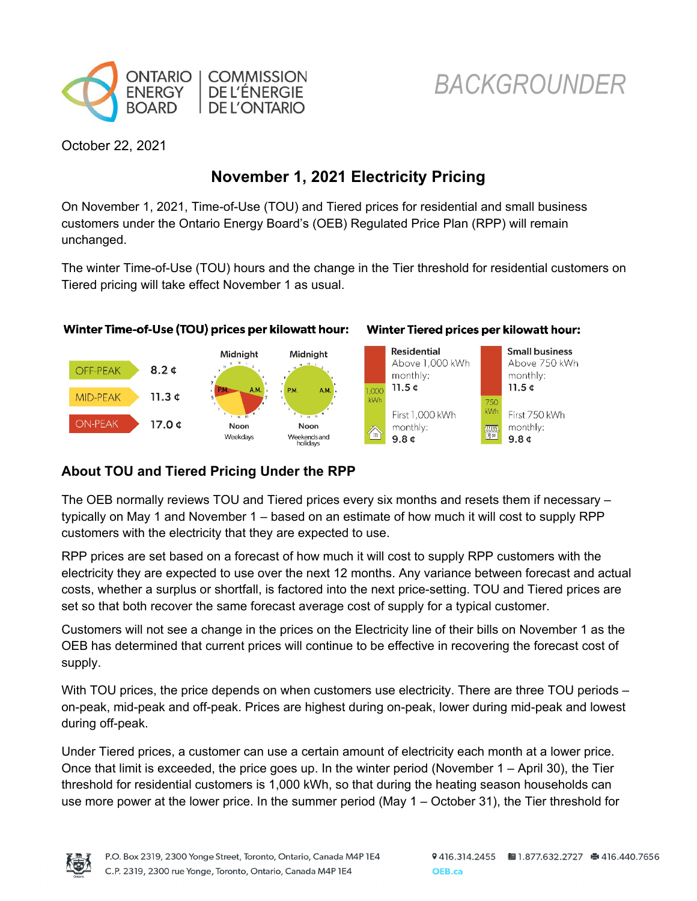ONTARIO ENERGY BOARD | COMMISSION DE L'ÉNERGIE DE L'ONTARIO

*BACKGROUNDER*

October 22, 2021

## November 1, 2021 Electricity Pricing

On November 1, 2021, Time-of-Use (TOU) and Tiered prices for residential and small business customers under the Ontario Energy Board's (OEB) Regulated Price Plan (RPP) will remain unchanged.

The winter Time-of-Use (TOU) hours and the change in the Tier threshold for residential customers on Tiered pricing will take effect November 1 as usual.

**Winter Time-of-Use (TOU) prices per kilowatt hour:**

| Period | Price |
|---|---|
| OFF-PEAK | 8.2 ¢ |
| MID-PEAK | 11.3 ¢ |
| ON-PEAK | 17.0 ¢ |

Midnight / Noon — Weekdays

Midnight / Noon — Weekends and holidays

**Winter Tiered prices per kilowatt hour:**

| Residential | Small business |
|---|---|
| Above 1,000 kWh monthly: 11.5 ¢ | Above 750 kWh monthly: 11.5 ¢ |
| First 1,000 kWh monthly: 9.8 ¢ | First 750 kWh monthly: 9.8 ¢ |

### About TOU and Tiered Pricing Under the RPP

The OEB normally reviews TOU and Tiered prices every six months and resets them if necessary – typically on May 1 and November 1 – based on an estimate of how much it will cost to supply RPP customers with the electricity that they are expected to use.

RPP prices are set based on a forecast of how much it will cost to supply RPP customers with the electricity they are expected to use over the next 12 months. Any variance between forecast and actual costs, whether a surplus or shortfall, is factored into the next price-setting. TOU and Tiered prices are set so that both recover the same forecast average cost of supply for a typical customer.

Customers will not see a change in the prices on the Electricity line of their bills on November 1 as the OEB has determined that current prices will continue to be effective in recovering the forecast cost of supply.

With TOU prices, the price depends on when customers use electricity. There are three TOU periods – on-peak, mid-peak and off-peak. Prices are highest during on-peak, lower during mid-peak and lowest during off-peak.

Under Tiered prices, a customer can use a certain amount of electricity each month at a lower price. Once that limit is exceeded, the price goes up. In the winter period (November 1 – April 30), the Tier threshold for residential customers is 1,000 kWh, so that during the heating season households can use more power at the lower price. In the summer period (May 1 – October 31), the Tier threshold for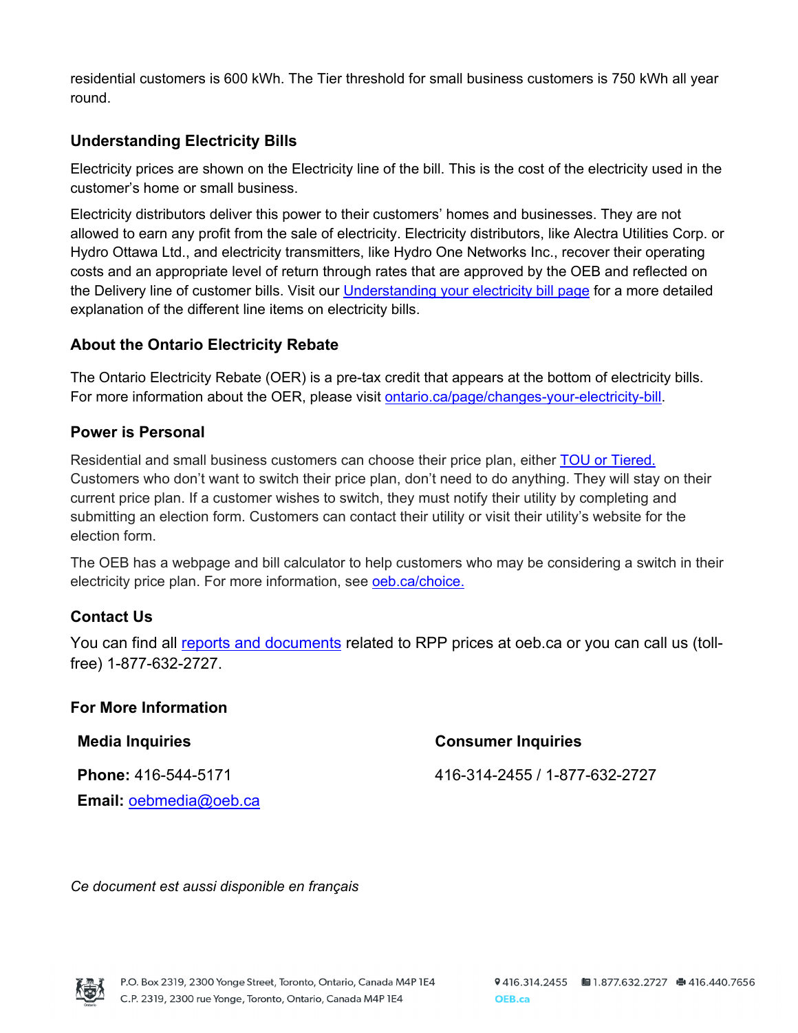residential customers is 600 kWh. The Tier threshold for small business customers is 750 kWh all year round.

### Understanding Electricity Bills

Electricity prices are shown on the Electricity line of the bill. This is the cost of the electricity used in the customer's home or small business.

Electricity distributors deliver this power to their customers' homes and businesses. They are not allowed to earn any profit from the sale of electricity. Electricity distributors, like Alectra Utilities Corp. or Hydro Ottawa Ltd., and electricity transmitters, like Hydro One Networks Inc., recover their operating costs and an appropriate level of return through rates that are approved by the OEB and reflected on the Delivery line of customer bills. Visit our Understanding your electricity bill page for a more detailed explanation of the different line items on electricity bills.

### About the Ontario Electricity Rebate

The Ontario Electricity Rebate (OER) is a pre-tax credit that appears at the bottom of electricity bills. For more information about the OER, please visit ontario.ca/page/changes-your-electricity-bill.

### Power is Personal

Residential and small business customers can choose their price plan, either TOU or Tiered. Customers who don't want to switch their price plan, don't need to do anything. They will stay on their current price plan. If a customer wishes to switch, they must notify their utility by completing and submitting an election form. Customers can contact their utility or visit their utility's website for the election form.

The OEB has a webpage and bill calculator to help customers who may be considering a switch in their electricity price plan. For more information, see oeb.ca/choice.

### Contact Us

You can find all reports and documents related to RPP prices at oeb.ca or you can call us (toll-free) 1-877-632-2727.

### For More Information

**Media Inquiries**

**Phone:** 416-544-5171

**Email:** oebmedia@oeb.ca

**Consumer Inquiries**

416-314-2455 / 1-877-632-2727

*Ce document est aussi disponible en français*